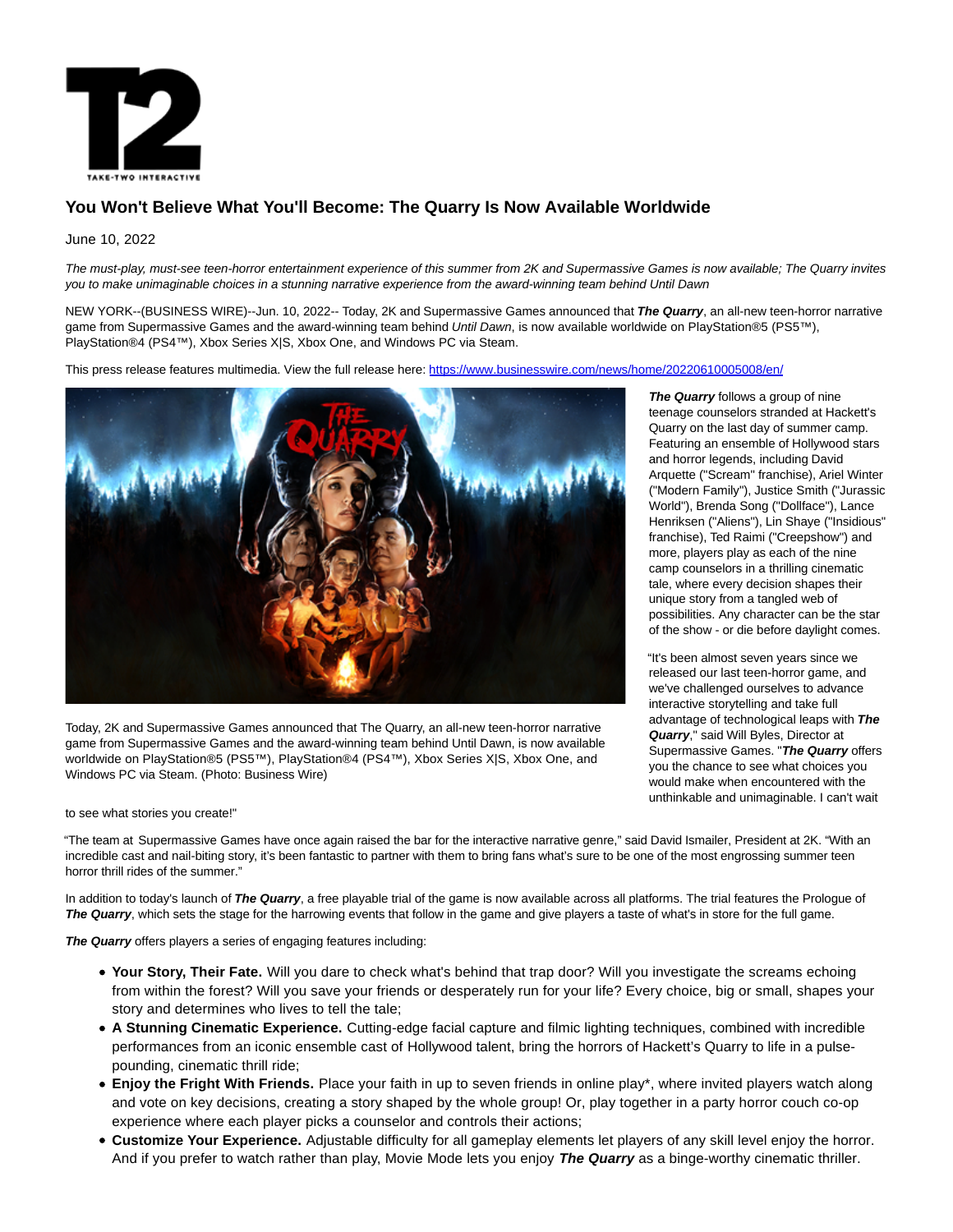# You Won't Believe What You'll Become: The Quarry Is Now Available Worldwide

June 10, 2022

*The must-play, must-see teen-horror entertainment experience of this summer from 2K and Supermassive Games is now available; The Quarry invites you to make unimaginable choices in a stunning narrative experience from the award-winning team behind Until Dawn*

NEW YORK--(BUSINESS WIRE)--Jun. 10, 2022-- Today, 2K and Supermassive Games announced that ***The Quarry***, an all-new teen-horror narrative game from Supermassive Games and the award-winning team behind *Until Dawn*, is now available worldwide on PlayStation®5 (PS5™), PlayStation®4 (PS4™), Xbox Series X|S, Xbox One, and Windows PC via Steam.

This press release features multimedia. View the full release here: https://www.businesswire.com/news/home/20220610005008/en/

Today, 2K and Supermassive Games announced that The Quarry, an all-new teen-horror narrative game from Supermassive Games and the award-winning team behind Until Dawn, is now available worldwide on PlayStation®5 (PS5™), PlayStation®4 (PS4™), Xbox Series X|S, Xbox One, and Windows PC via Steam. (Photo: Business Wire)

***The Quarry*** follows a group of nine teenage counselors stranded at Hackett's Quarry on the last day of summer camp. Featuring an ensemble of Hollywood stars and horror legends, including David Arquette ("Scream" franchise), Ariel Winter ("Modern Family"), Justice Smith ("Jurassic World"), Brenda Song ("Dollface"), Lance Henriksen ("Aliens"), Lin Shaye ("Insidious" franchise), Ted Raimi ("Creepshow") and more, players play as each of the nine camp counselors in a thrilling cinematic tale, where every decision shapes their unique story from a tangled web of possibilities. Any character can be the star of the show - or die before daylight comes.

"It's been almost seven years since we released our last teen-horror game, and we've challenged ourselves to advance interactive storytelling and take full advantage of technological leaps with ***The Quarry***," said Will Byles, Director at Supermassive Games. "***The Quarry*** offers you the chance to see what choices you would make when encountered with the unthinkable and unimaginable. I can't wait to see what stories you create!"

"The team at Supermassive Games have once again raised the bar for the interactive narrative genre," said David Ismailer, President at 2K. "With an incredible cast and nail-biting story, it's been fantastic to partner with them to bring fans what's sure to be one of the most engrossing summer teen horror thrill rides of the summer."

In addition to today's launch of ***The Quarry***, a free playable trial of the game is now available across all platforms. The trial features the Prologue of ***The Quarry***, which sets the stage for the harrowing events that follow in the game and give players a taste of what's in store for the full game.

***The Quarry*** offers players a series of engaging features including:

- **Your Story, Their Fate.** Will you dare to check what's behind that trap door? Will you investigate the screams echoing from within the forest? Will you save your friends or desperately run for your life? Every choice, big or small, shapes your story and determines who lives to tell the tale;
- **A Stunning Cinematic Experience.** Cutting-edge facial capture and filmic lighting techniques, combined with incredible performances from an iconic ensemble cast of Hollywood talent, bring the horrors of Hackett's Quarry to life in a pulse-pounding, cinematic thrill ride;
- **Enjoy the Fright With Friends.** Place your faith in up to seven friends in online play*, where invited players watch along and vote on key decisions, creating a story shaped by the whole group! Or, play together in a party horror couch co-op experience where each player picks a counselor and controls their actions;
- **Customize Your Experience.** Adjustable difficulty for all gameplay elements let players of any skill level enjoy the horror. And if you prefer to watch rather than play, Movie Mode lets you enjoy ***The Quarry*** as a binge-worthy cinematic thriller.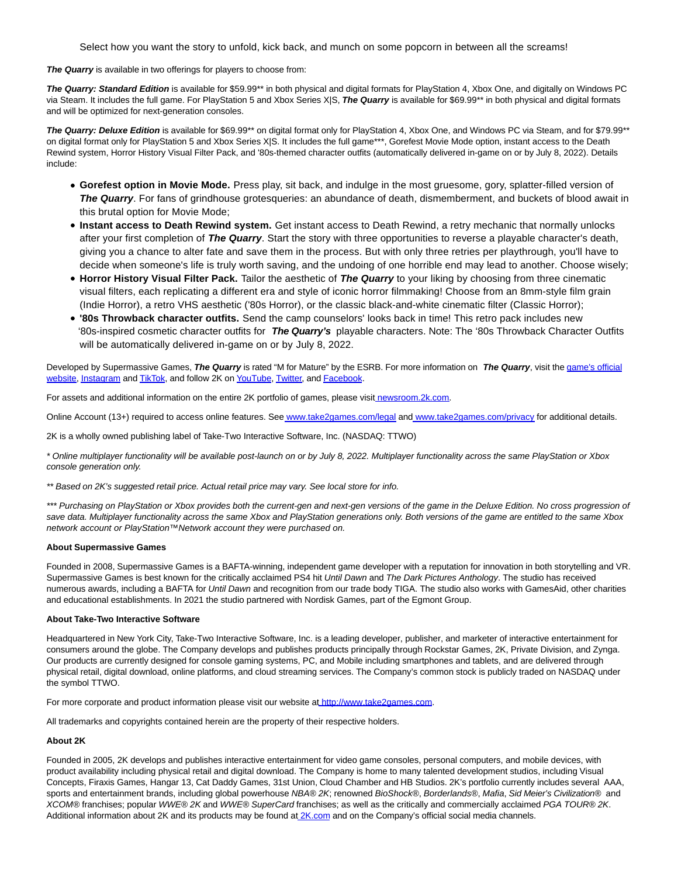Select how you want the story to unfold, kick back, and munch on some popcorn in between all the screams!

***The Quarry*** is available in two offerings for players to choose from:

***The Quarry: Standard Edition*** is available for $59.99** in both physical and digital formats for PlayStation 4, Xbox One, and digitally on Windows PC via Steam. It includes the full game. For PlayStation 5 and Xbox Series X|S, ***The Quarry*** is available for $69.99** in both physical and digital formats and will be optimized for next-generation consoles.

***The Quarry: Deluxe Edition*** is available for $69.99** on digital format only for PlayStation 4, Xbox One, and Windows PC via Steam, and for $79.99** on digital format only for PlayStation 5 and Xbox Series X|S. It includes the full game***, Gorefest Movie Mode option, instant access to the Death Rewind system, Horror History Visual Filter Pack, and '80s-themed character outfits (automatically delivered in-game on or by July 8, 2022). Details include:

- **Gorefest option in Movie Mode.** Press play, sit back, and indulge in the most gruesome, gory, splatter-filled version of ***The Quarry***. For fans of grindhouse grotesqueries: an abundance of death, dismemberment, and buckets of blood await in this brutal option for Movie Mode;
- **Instant access to Death Rewind system.** Get instant access to Death Rewind, a retry mechanic that normally unlocks after your first completion of ***The Quarry***. Start the story with three opportunities to reverse a playable character's death, giving you a chance to alter fate and save them in the process. But with only three retries per playthrough, you'll have to decide when someone's life is truly worth saving, and the undoing of one horrible end may lead to another. Choose wisely;
- **Horror History Visual Filter Pack.** Tailor the aesthetic of ***The Quarry*** to your liking by choosing from three cinematic visual filters, each replicating a different era and style of iconic horror filmmaking! Choose from an 8mm-style film grain (Indie Horror), a retro VHS aesthetic ('80s Horror), or the classic black-and-white cinematic filter (Classic Horror);
- **'80s Throwback character outfits.** Send the camp counselors' looks back in time! This retro pack includes new '80s-inspired cosmetic character outfits for ***The Quarry's*** playable characters. Note: The '80s Throwback Character Outfits will be automatically delivered in-game on or by July 8, 2022.

Developed by Supermassive Games, ***The Quarry*** is rated "M for Mature" by the ESRB. For more information on ***The Quarry***, visit the game's official website, Instagram and TikTok, and follow 2K on YouTube, Twitter, and Facebook.

For assets and additional information on the entire 2K portfolio of games, please visit newsroom.2k.com.

Online Account (13+) required to access online features. See www.take2games.com/legal and www.take2games.com/privacy for additional details.

2K is a wholly owned publishing label of Take-Two Interactive Software, Inc. (NASDAQ: TTWO)

*\* Online multiplayer functionality will be available post-launch on or by July 8, 2022. Multiplayer functionality across the same PlayStation or Xbox console generation only.*

*\*\* Based on 2K's suggested retail price. Actual retail price may vary. See local store for info.*

*\*\*\* Purchasing on PlayStation or Xbox provides both the current-gen and next-gen versions of the game in the Deluxe Edition. No cross progression of save data. Multiplayer functionality across the same Xbox and PlayStation generations only. Both versions of the game are entitled to the same Xbox network account or PlayStation™Network account they were purchased on.*

**About Supermassive Games**

Founded in 2008, Supermassive Games is a BAFTA-winning, independent game developer with a reputation for innovation in both storytelling and VR. Supermassive Games is best known for the critically acclaimed PS4 hit *Until Dawn* and *The Dark Pictures Anthology*. The studio has received numerous awards, including a BAFTA for *Until Dawn* and recognition from our trade body TIGA. The studio also works with GamesAid, other charities and educational establishments. In 2021 the studio partnered with Nordisk Games, part of the Egmont Group.

**About Take-Two Interactive Software**

Headquartered in New York City, Take-Two Interactive Software, Inc. is a leading developer, publisher, and marketer of interactive entertainment for consumers around the globe. The Company develops and publishes products principally through Rockstar Games, 2K, Private Division, and Zynga. Our products are currently designed for console gaming systems, PC, and Mobile including smartphones and tablets, and are delivered through physical retail, digital download, online platforms, and cloud streaming services. The Company's common stock is publicly traded on NASDAQ under the symbol TTWO.

For more corporate and product information please visit our website at http://www.take2games.com.

All trademarks and copyrights contained herein are the property of their respective holders.

**About 2K**

Founded in 2005, 2K develops and publishes interactive entertainment for video game consoles, personal computers, and mobile devices, with product availability including physical retail and digital download. The Company is home to many talented development studios, including Visual Concepts, Firaxis Games, Hangar 13, Cat Daddy Games, 31st Union, Cloud Chamber and HB Studios. 2K's portfolio currently includes several AAA, sports and entertainment brands, including global powerhouse *NBA® 2K*; renowned *BioShock®*, *Borderlands®*, *Mafia*, *Sid Meier's Civilization®* and *XCOM®* franchises; popular *WWE® 2K* and *WWE® SuperCard* franchises; as well as the critically and commercially acclaimed *PGA TOUR® 2K*. Additional information about 2K and its products may be found at 2K.com and on the Company's official social media channels.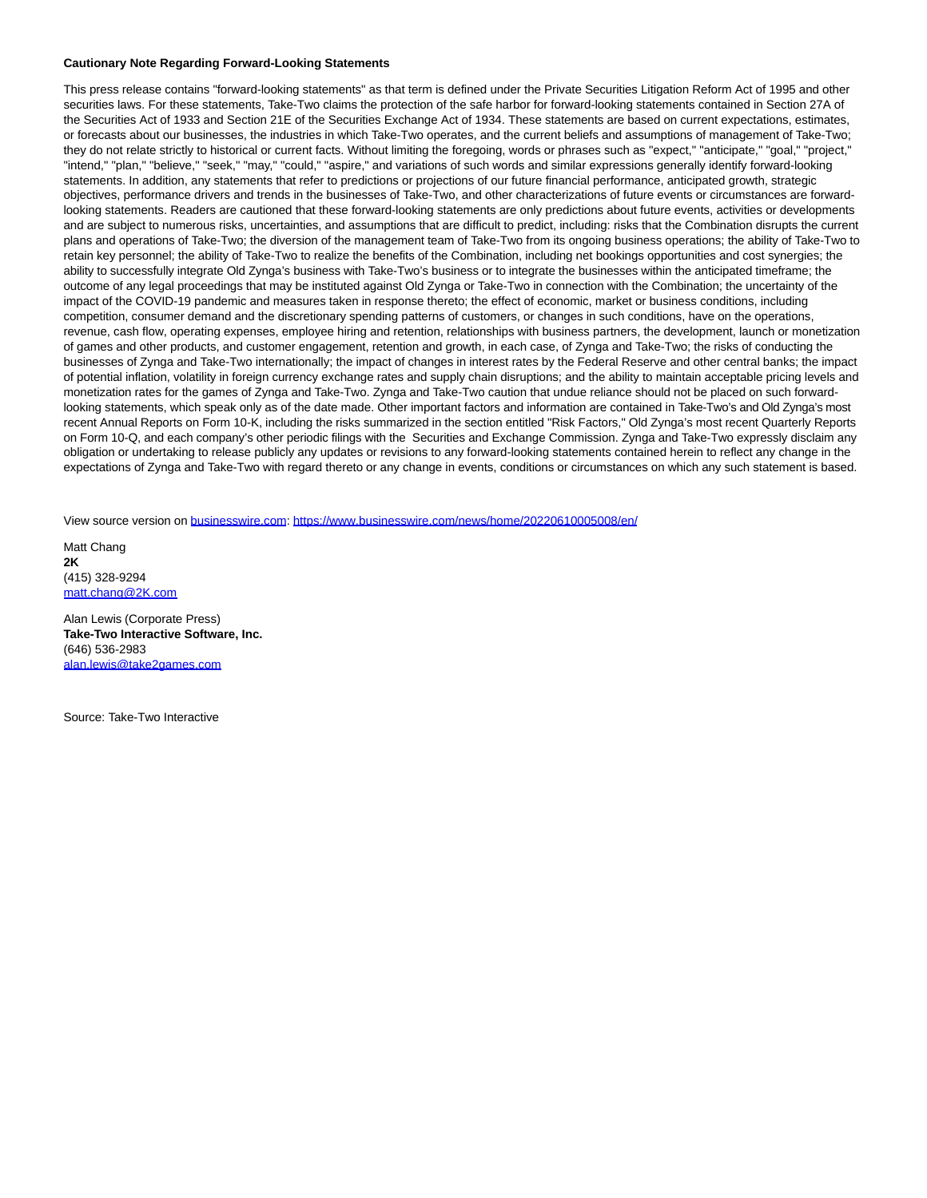**Cautionary Note Regarding Forward-Looking Statements**

This press release contains "forward-looking statements" as that term is defined under the Private Securities Litigation Reform Act of 1995 and other securities laws. For these statements, Take-Two claims the protection of the safe harbor for forward-looking statements contained in Section 27A of the Securities Act of 1933 and Section 21E of the Securities Exchange Act of 1934. These statements are based on current expectations, estimates, or forecasts about our businesses, the industries in which Take-Two operates, and the current beliefs and assumptions of management of Take-Two; they do not relate strictly to historical or current facts. Without limiting the foregoing, words or phrases such as "expect," "anticipate," "goal," "project," "intend," "plan," "believe," "seek," "may," "could," "aspire," and variations of such words and similar expressions generally identify forward-looking statements. In addition, any statements that refer to predictions or projections of our future financial performance, anticipated growth, strategic objectives, performance drivers and trends in the businesses of Take-Two, and other characterizations of future events or circumstances are forward-looking statements. Readers are cautioned that these forward-looking statements are only predictions about future events, activities or developments and are subject to numerous risks, uncertainties, and assumptions that are difficult to predict, including: risks that the Combination disrupts the current plans and operations of Take-Two; the diversion of the management team of Take-Two from its ongoing business operations; the ability of Take-Two to retain key personnel; the ability of Take-Two to realize the benefits of the Combination, including net bookings opportunities and cost synergies; the ability to successfully integrate Old Zynga's business with Take-Two's business or to integrate the businesses within the anticipated timeframe; the outcome of any legal proceedings that may be instituted against Old Zynga or Take-Two in connection with the Combination; the uncertainty of the impact of the COVID-19 pandemic and measures taken in response thereto; the effect of economic, market or business conditions, including competition, consumer demand and the discretionary spending patterns of customers, or changes in such conditions, have on the operations, revenue, cash flow, operating expenses, employee hiring and retention, relationships with business partners, the development, launch or monetization of games and other products, and customer engagement, retention and growth, in each case, of Zynga and Take-Two; the risks of conducting the businesses of Zynga and Take-Two internationally; the impact of changes in interest rates by the Federal Reserve and other central banks; the impact of potential inflation, volatility in foreign currency exchange rates and supply chain disruptions; and the ability to maintain acceptable pricing levels and monetization rates for the games of Zynga and Take-Two. Zynga and Take-Two caution that undue reliance should not be placed on such forward-looking statements, which speak only as of the date made. Other important factors and information are contained in Take-Two's and Old Zynga's most recent Annual Reports on Form 10-K, including the risks summarized in the section entitled "Risk Factors," Old Zynga's most recent Quarterly Reports on Form 10-Q, and each company's other periodic filings with the Securities and Exchange Commission. Zynga and Take-Two expressly disclaim any obligation or undertaking to release publicly any updates or revisions to any forward-looking statements contained herein to reflect any change in the expectations of Zynga and Take-Two with regard thereto or any change in events, conditions or circumstances on which any such statement is based.

View source version on businesswire.com: https://www.businesswire.com/news/home/20220610005008/en/

Matt Chang
**2K**
(415) 328-9294
matt.chang@2K.com

Alan Lewis (Corporate Press)
**Take-Two Interactive Software, Inc.**
(646) 536-2983
alan.lewis@take2games.com

Source: Take-Two Interactive